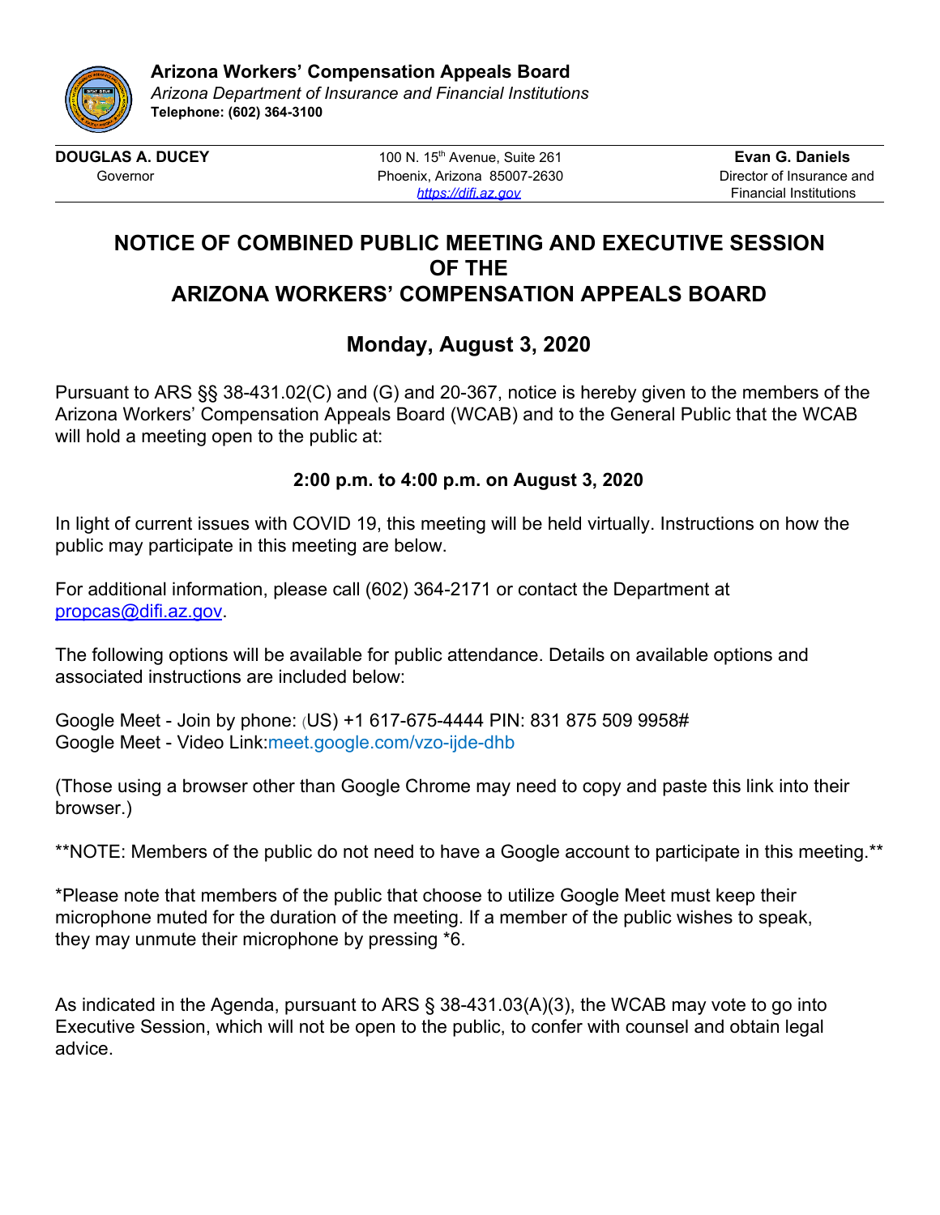**Arizona Workers' Compensation Appeals Board**
*Arizona Department of Insurance and Financial Institutions*
**Telephone: (602) 364-3100**

| **DOUGLAS A. DUCEY** Governor | 100 N. 15th Avenue, Suite 261 Phoenix, Arizona 85007-2630 *https://difi.az.gov* | **Evan G. Daniels** Director of Insurance and Financial Institutions |
|---|---|---|

# NOTICE OF COMBINED PUBLIC MEETING AND EXECUTIVE SESSION OF THE ARIZONA WORKERS' COMPENSATION APPEALS BOARD

## Monday, August 3, 2020

Pursuant to ARS §§ 38-431.02(C) and (G) and 20-367, notice is hereby given to the members of the Arizona Workers' Compensation Appeals Board (WCAB) and to the General Public that the WCAB will hold a meeting open to the public at:

**2:00 p.m. to 4:00 p.m. on August 3, 2020**

In light of current issues with COVID 19, this meeting will be held virtually. Instructions on how the public may participate in this meeting are below.

For additional information, please call (602) 364-2171 or contact the Department at propcas@difi.az.gov.

The following options will be available for public attendance. Details on available options and associated instructions are included below:

Google Meet - Join by phone: (US) +1 617-675-4444 PIN: 831 875 509 9958#
Google Meet - Video Link:meet.google.com/vzo-ijde-dhb

(Those using a browser other than Google Chrome may need to copy and paste this link into their browser.)

**NOTE: Members of the public do not need to have a Google account to participate in this meeting.**

*Please note that members of the public that choose to utilize Google Meet must keep their microphone muted for the duration of the meeting. If a member of the public wishes to speak, they may unmute their microphone by pressing *6.

As indicated in the Agenda, pursuant to ARS § 38-431.03(A)(3), the WCAB may vote to go into Executive Session, which will not be open to the public, to confer with counsel and obtain legal advice.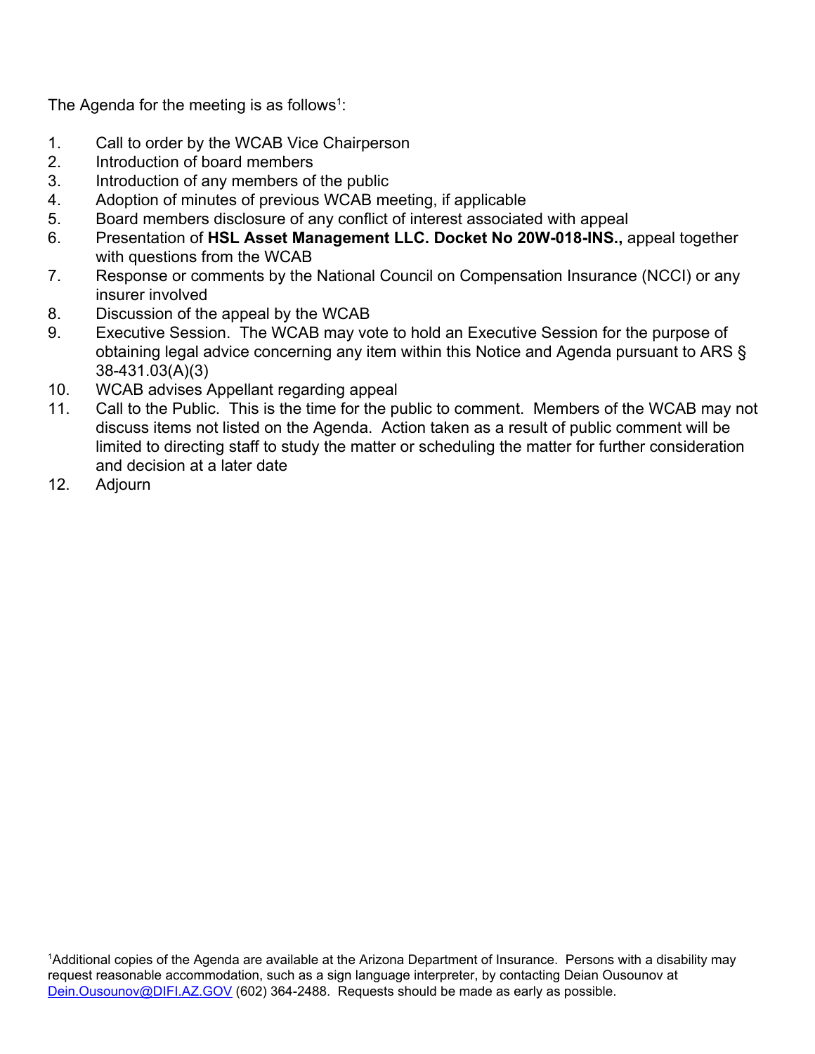The Agenda for the meeting is as follows[1]:

1. Call to order by the WCAB Vice Chairperson
2. Introduction of board members
3. Introduction of any members of the public
4. Adoption of minutes of previous WCAB meeting, if applicable
5. Board members disclosure of any conflict of interest associated with appeal
6. Presentation of **HSL Asset Management LLC. Docket No 20W-018-INS.,** appeal together with questions from the WCAB
7. Response or comments by the National Council on Compensation Insurance (NCCI) or any insurer involved
8. Discussion of the appeal by the WCAB
9. Executive Session. The WCAB may vote to hold an Executive Session for the purpose of obtaining legal advice concerning any item within this Notice and Agenda pursuant to ARS § 38-431.03(A)(3)
10. WCAB advises Appellant regarding appeal
11. Call to the Public. This is the time for the public to comment. Members of the WCAB may not discuss items not listed on the Agenda. Action taken as a result of public comment will be limited to directing staff to study the matter or scheduling the matter for further consideration and decision at a later date
12. Adjourn

[1]Additional copies of the Agenda are available at the Arizona Department of Insurance. Persons with a disability may request reasonable accommodation, such as a sign language interpreter, by contacting Deian Ousounov at Dein.Ousounov@DIFI.AZ.GOV (602) 364-2488. Requests should be made as early as possible.